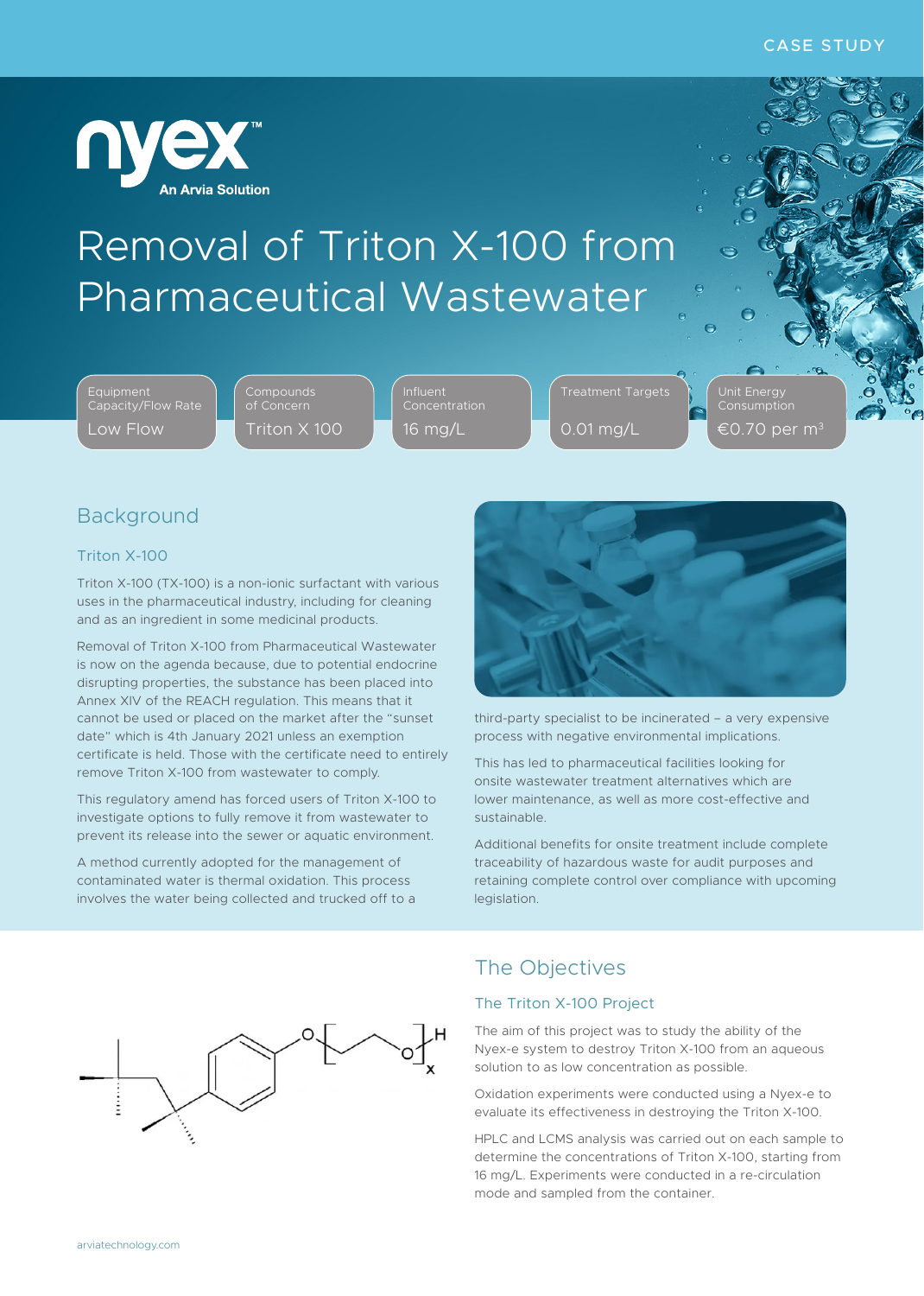CASE STUDY

nyex™ An Arvia Solution

# Removal of Triton X-100 from Pharmaceutical Wastewater

| Equipment Capacity/Flow Rate | Compounds of Concern | Influent Concentration | Treatment Targets | Unit Energy Consumption |
|---|---|---|---|---|
| Low Flow | Triton X 100 | 16 mg/L | 0.01 mg/L | €0.70 per $m^3$ |

## Background

### Triton X-100

Triton X-100 (TX-100) is a non-ionic surfactant with various uses in the pharmaceutical industry, including for cleaning and as an ingredient in some medicinal products.

Removal of Triton X-100 from Pharmaceutical Wastewater is now on the agenda because, due to potential endocrine disrupting properties, the substance has been placed into Annex XIV of the REACH regulation. This means that it cannot be used or placed on the market after the "sunset date" which is 4th January 2021 unless an exemption certificate is held. Those with the certificate need to entirely remove Triton X-100 from wastewater to comply.

This regulatory amend has forced users of Triton X-100 to investigate options to fully remove it from wastewater to prevent its release into the sewer or aquatic environment.

A method currently adopted for the management of contaminated water is thermal oxidation. This process involves the water being collected and trucked off to a third-party specialist to be incinerated – a very expensive process with negative environmental implications.

This has led to pharmaceutical facilities looking for onsite wastewater treatment alternatives which are lower maintenance, as well as more cost-effective and sustainable.

Additional benefits for onsite treatment include complete traceability of hazardous waste for audit purposes and retaining complete control over compliance with upcoming legislation.

## The Objectives

### The Triton X-100 Project

The aim of this project was to study the ability of the Nyex-e system to destroy Triton X-100 from an aqueous solution to as low concentration as possible.

Oxidation experiments were conducted using a Nyex-e to evaluate its effectiveness in destroying the Triton X-100.

HPLC and LCMS analysis was carried out on each sample to determine the concentrations of Triton X-100, starting from 16 mg/L. Experiments were conducted in a re-circulation mode and sampled from the container.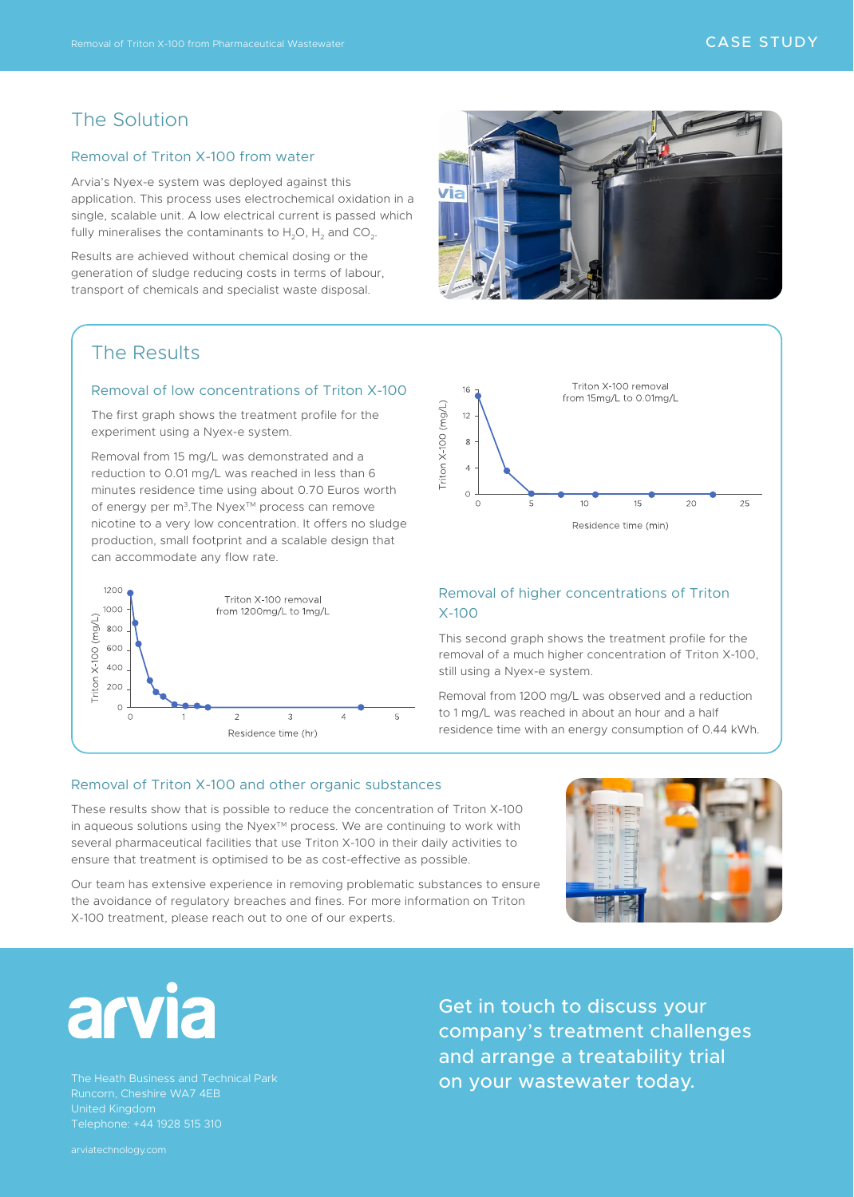## The Solution

### Removal of Triton X-100 from water

Arvia's Nyex-e system was deployed against this application. This process uses electrochemical oxidation in a single, scalable unit. A low electrical current is passed which fully mineralises the contaminants to $H_2O$, $H_2$ and $CO_2$.

Results are achieved without chemical dosing or the generation of sludge reducing costs in terms of labour, transport of chemicals and specialist waste disposal.

## The Results

### Removal of low concentrations of Triton X-100

The first graph shows the treatment profile for the experiment using a Nyex-e system.

Removal from 15 mg/L was demonstrated and a reduction to 0.01 mg/L was reached in less than 6 minutes residence time using about 0.70 Euros worth of energy per m³.The Nyex™ process can remove nicotine to a very low concentration. It offers no sludge production, small footprint and a scalable design that can accommodate any flow rate.

Triton X-100 removal from 15mg/L to 0.01mg/L

Triton X-100 (mg/L)

16
12
8
4
0

0 5 10 15 20 25

Residence time (min)

Triton X-100 removal from 1200mg/L to 1mg/L

Triton X-100 (mg/L)

1200
1000
800
600
400
200
0

0 1 2 3 4 5

Residence time (hr)

### Removal of higher concentrations of Triton X-100

This second graph shows the treatment profile for the removal of a much higher concentration of Triton X-100, still using a Nyex-e system.

Removal from 1200 mg/L was observed and a reduction to 1 mg/L was reached in about an hour and a half residence time with an energy consumption of 0.44 kWh.

### Removal of Triton X-100 and other organic substances

These results show that is possible to reduce the concentration of Triton X-100 in aqueous solutions using the Nyex™ process. We are continuing to work with several pharmaceutical facilities that use Triton X-100 in their daily activities to ensure that treatment is optimised to be as cost-effective as possible.

Our team has extensive experience in removing problematic substances to ensure the avoidance of regulatory breaches and fines. For more information on Triton X-100 treatment, please reach out to one of our experts.

arvia

The Heath Business and Technical Park
Runcorn, Cheshire WA7 4EB
United Kingdom
Telephone: +44 1928 515 310

arviatechnology.com

Get in touch to discuss your company's treatment challenges and arrange a treatability trial on your wastewater today.